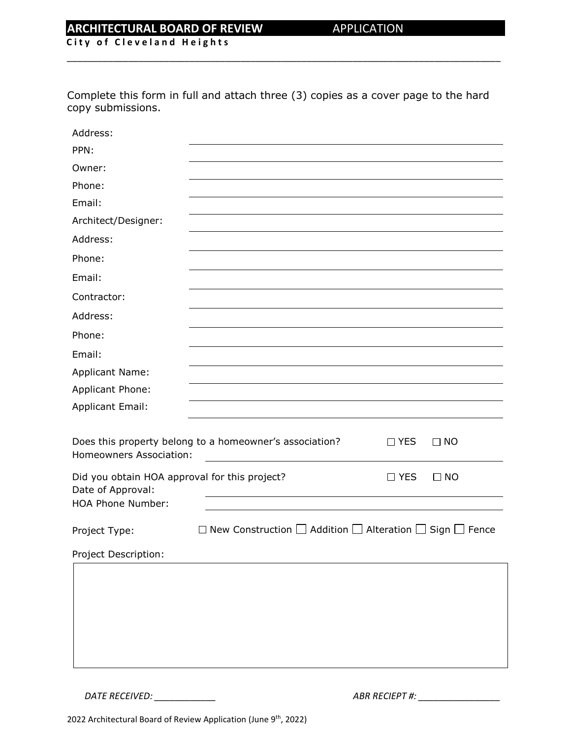# ARCHITECTURAL BOARD OF REVIEW APPLICATION

**City of Cleveland Heights**

Complete this form in full and attach three (3) copies as a cover page to the hard copy submissions.

Address: ______________________________

PPN: ______________________________

Owner: ______________________________

Phone: ______________________________

Email: ______________________________

Architect/Designer: ______________________________

Address: ______________________________

Phone: ______________________________

Email: ______________________________

Contractor: ______________________________

Address: ______________________________

Phone: ______________________________

Email: ______________________________

Applicant Name: ______________________________

Applicant Phone: ______________________________

Applicant Email: ______________________________

Does this property belong to a homeowner's association? ☐ YES ☐ NO

Homeowners Association: ______________________________

Did you obtain HOA approval for this project? ☐ YES ☐ NO

Date of Approval: ______________________________

HOA Phone Number: ______________________________

Project Type: ☐ New Construction ☐ Addition ☐ Alteration ☐ Sign ☐ Fence

Project Description:

| |
|---|
| |

*DATE RECEIVED:* ___________ *ABR RECIEPT #:* _______________

2022 Architectural Board of Review Application (June 9th, 2022)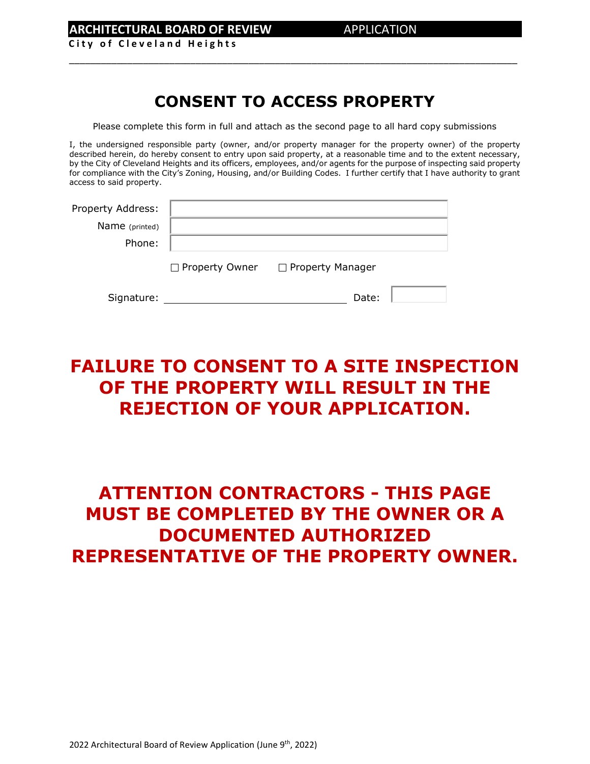**ARCHITECTURAL BOARD OF REVIEW** APPLICATION

**City of Cleveland Heights**

# CONSENT TO ACCESS PROPERTY

Please complete this form in full and attach as the second page to all hard copy submissions

I, the undersigned responsible party (owner, and/or property manager for the property owner) of the property described herein, do hereby consent to entry upon said property, at a reasonable time and to the extent necessary, by the City of Cleveland Heights and its officers, employees, and/or agents for the purpose of inspecting said property for compliance with the City's Zoning, Housing, and/or Building Codes. I further certify that I have authority to grant access to said property.

Property Address: ____________________

Name (printed) ____________________

Phone: ____________________

☐ Property Owner ☐ Property Manager

Signature: ____________________ Date: __________

## FAILURE TO CONSENT TO A SITE INSPECTION OF THE PROPERTY WILL RESULT IN THE REJECTION OF YOUR APPLICATION.

## ATTENTION CONTRACTORS - THIS PAGE MUST BE COMPLETED BY THE OWNER OR A DOCUMENTED AUTHORIZED REPRESENTATIVE OF THE PROPERTY OWNER.

2022 Architectural Board of Review Application (June 9th, 2022)